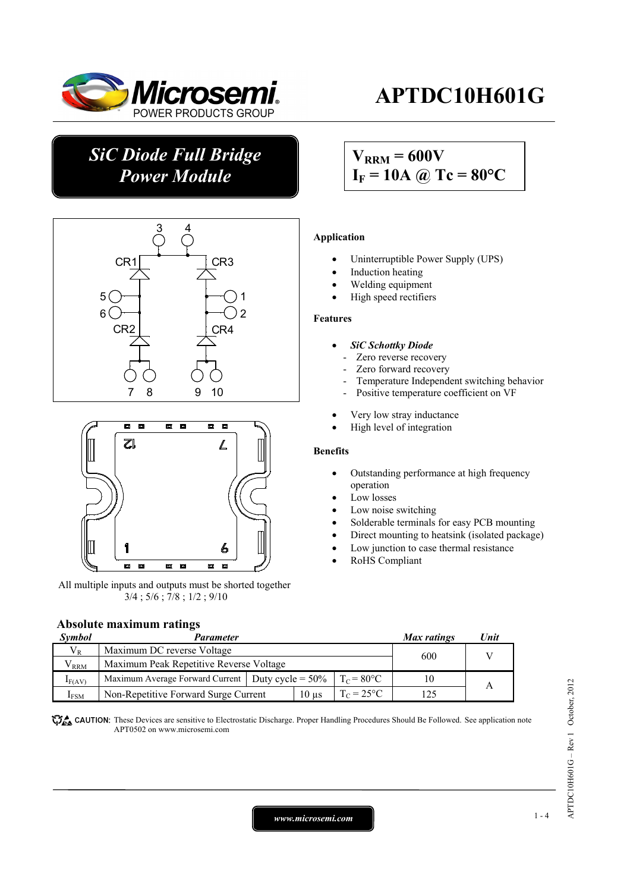# APTDC10H601G

## SiC Diode Full Bridge Power Module

$V_{RRM}$ = 600V
$I_F$ = 10A @ Tc = 80°C

All multiple inputs and outputs must be shorted together
3/4 ; 5/6 ; 7/8 ; 1/2 ; 9/10

**Application**

- Uninterruptible Power Supply (UPS)
- Induction heating
- Welding equipment
- High speed rectifiers

**Features**

- ***SiC Schottky Diode***
  - Zero reverse recovery
  - Zero forward recovery
  - Temperature Independent switching behavior
  - Positive temperature coefficient on VF
- Very low stray inductance
- High level of integration

**Benefits**

- Outstanding performance at high frequency operation
- Low losses
- Low noise switching
- Solderable terminals for easy PCB mounting
- Direct mounting to heatsink (isolated package)
- Low junction to case thermal resistance
- RoHS Compliant

## Absolute maximum ratings

| Symbol | Parameter | | | Max ratings | Unit |
|---|---|---|---|---|---|
| $V_R$ | Maximum DC reverse Voltage | | | 600 | V |
| $V_{RRM}$ | Maximum Peak Repetitive Reverse Voltage | | | | |
| $I_{F(AV)}$ | Maximum Average Forward Current | Duty cycle = 50% | $T_C$ = 80°C | 10 | A |
| $I_{FSM}$ | Non-Repetitive Forward Surge Current | 10 µs | $T_C$ = 25°C | 125 | |

CAUTION: These Devices are sensitive to Electrostatic Discharge. Proper Handling Procedures Should Be Followed. See application note APT0502 on www.microsemi.com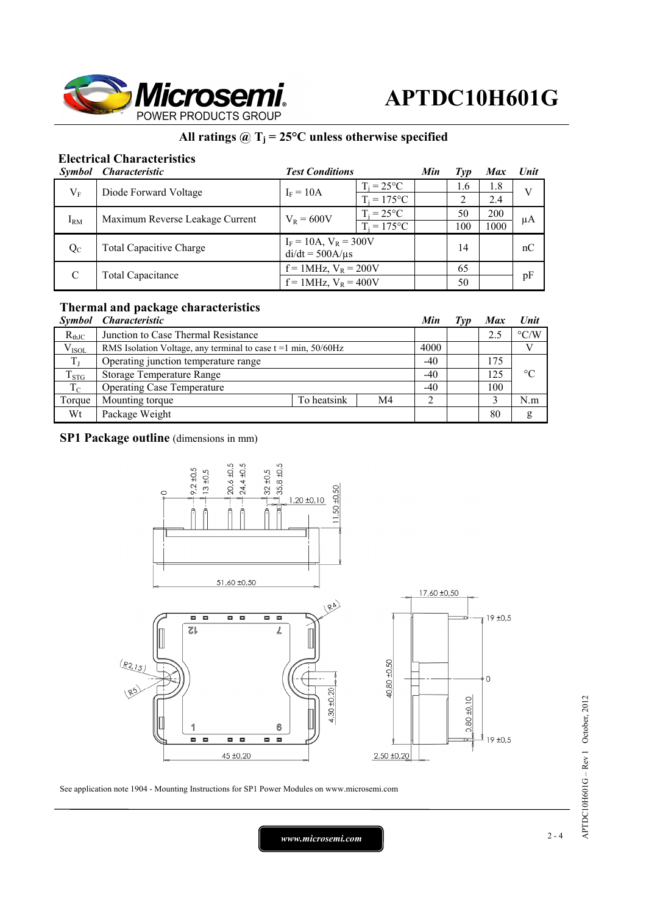# APTDC10H601G

**All ratings @ $T_j$ = 25°C unless otherwise specified**

## Electrical Characteristics

| *Symbol* | *Characteristic* | *Test Conditions* | | *Min* | *Typ* | *Max* | *Unit* |
|---|---|---|---|---|---|---|---|
| $V_F$ | Diode Forward Voltage | $I_F$ = 10A | $T_j$ = 25°C | | 1.6 | 1.8 | V |
| | | | $T_j$ = 175°C | | 2 | 2.4 | |
| $I_{RM}$ | Maximum Reverse Leakage Current | $V_R$ = 600V | $T_j$ = 25°C | | 50 | 200 | µA |
| | | | $T_j$ = 175°C | | 100 | 1000 | |
| $Q_C$ | Total Capacitive Charge | $I_F$ = 10A, $V_R$ = 300V<br>di/dt = 500A/µs | | | 14 | | nC |
| C | Total Capacitance | f = 1MHz, $V_R$ = 200V | | | 65 | | pF |
| | | f = 1MHz, $V_R$ = 400V | | | 50 | | |

## Thermal and package characteristics

| *Symbol* | *Characteristic* | | | *Min* | *Typ* | *Max* | *Unit* |
|---|---|---|---|---|---|---|---|
| $R_{thJC}$ | Junction to Case Thermal Resistance | | | | | 2.5 | °C/W |
| $V_{ISOL}$ | RMS Isolation Voltage, any terminal to case t =1 min, 50/60Hz | | | 4000 | | | V |
| $T_J$ | Operating junction temperature range | | | -40 | | 175 | °C |
| $T_{STG}$ | Storage Temperature Range | | | -40 | | 125 | |
| $T_C$ | Operating Case Temperature | | | -40 | | 100 | |
| Torque | Mounting torque | To heatsink | M4 | 2 | | 3 | N.m |
| Wt | Package Weight | | | | | 80 | g |

## SP1 Package outline (dimensions in mm)

See application note 1904 - Mounting Instructions for SP1 Power Modules on www.microsemi.com

www.microsemi.com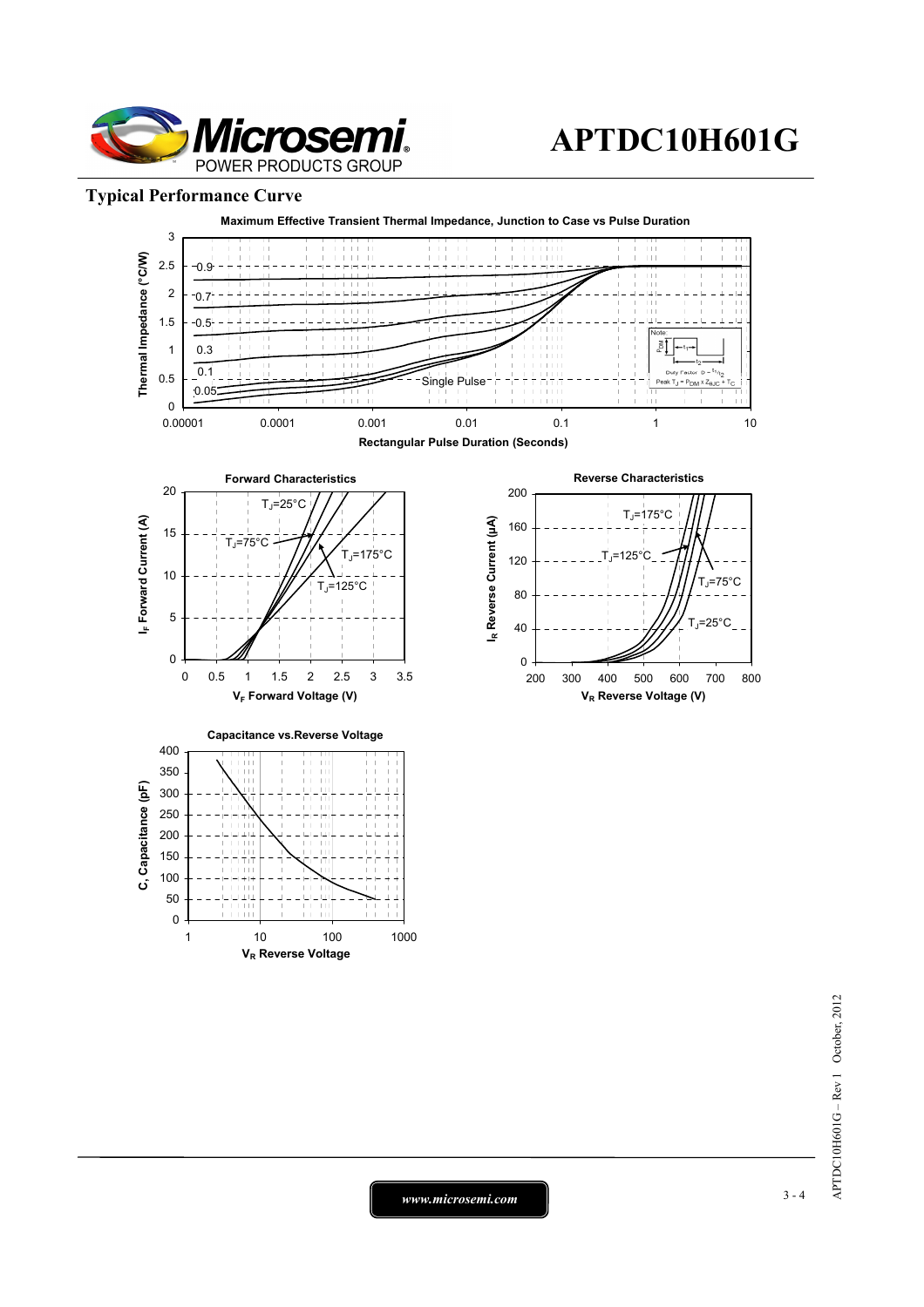## Typical Performance Curve

**Maximum Effective Transient Thermal Impedance, Junction to Case vs Pulse Duration**

**Forward Characteristics**

**Reverse Characteristics**

**Capacitance vs.Reverse Voltage**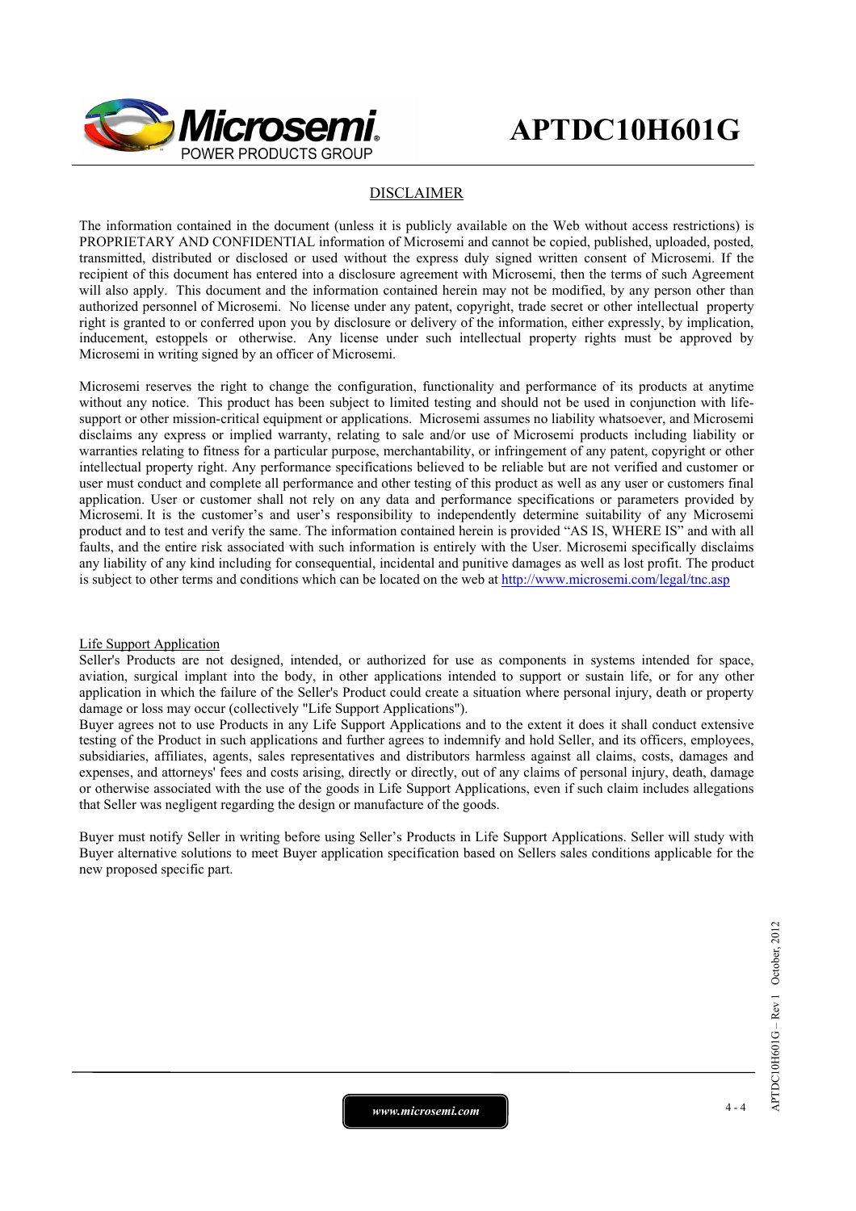## DISCLAIMER

The information contained in the document (unless it is publicly available on the Web without access restrictions) is PROPRIETARY AND CONFIDENTIAL information of Microsemi and cannot be copied, published, uploaded, posted, transmitted, distributed or disclosed or used without the express duly signed written consent of Microsemi. If the recipient of this document has entered into a disclosure agreement with Microsemi, then the terms of such Agreement will also apply. This document and the information contained herein may not be modified, by any person other than authorized personnel of Microsemi. No license under any patent, copyright, trade secret or other intellectual property right is granted to or conferred upon you by disclosure or delivery of the information, either expressly, by implication, inducement, estoppels or otherwise. Any license under such intellectual property rights must be approved by Microsemi in writing signed by an officer of Microsemi.

Microsemi reserves the right to change the configuration, functionality and performance of its products at anytime without any notice. This product has been subject to limited testing and should not be used in conjunction with life-support or other mission-critical equipment or applications. Microsemi assumes no liability whatsoever, and Microsemi disclaims any express or implied warranty, relating to sale and/or use of Microsemi products including liability or warranties relating to fitness for a particular purpose, merchantability, or infringement of any patent, copyright or other intellectual property right. Any performance specifications believed to be reliable but are not verified and customer or user must conduct and complete all performance and other testing of this product as well as any user or customers final application. User or customer shall not rely on any data and performance specifications or parameters provided by Microsemi. It is the customer's and user's responsibility to independently determine suitability of any Microsemi product and to test and verify the same. The information contained herein is provided "AS IS, WHERE IS" and with all faults, and the entire risk associated with such information is entirely with the User. Microsemi specifically disclaims any liability of any kind including for consequential, incidental and punitive damages as well as lost profit. The product is subject to other terms and conditions which can be located on the web at http://www.microsemi.com/legal/tnc.asp

Life Support Application

Seller's Products are not designed, intended, or authorized for use as components in systems intended for space, aviation, surgical implant into the body, in other applications intended to support or sustain life, or for any other application in which the failure of the Seller's Product could create a situation where personal injury, death or property damage or loss may occur (collectively "Life Support Applications").

Buyer agrees not to use Products in any Life Support Applications and to the extent it does it shall conduct extensive testing of the Product in such applications and further agrees to indemnify and hold Seller, and its officers, employees, subsidiaries, affiliates, agents, sales representatives and distributors harmless against all claims, costs, damages and expenses, and attorneys' fees and costs arising, directly or directly, out of any claims of personal injury, death, damage or otherwise associated with the use of the goods in Life Support Applications, even if such claim includes allegations that Seller was negligent regarding the design or manufacture of the goods.

Buyer must notify Seller in writing before using Seller's Products in Life Support Applications. Seller will study with Buyer alternative solutions to meet Buyer application specification based on Sellers sales conditions applicable for the new proposed specific part.